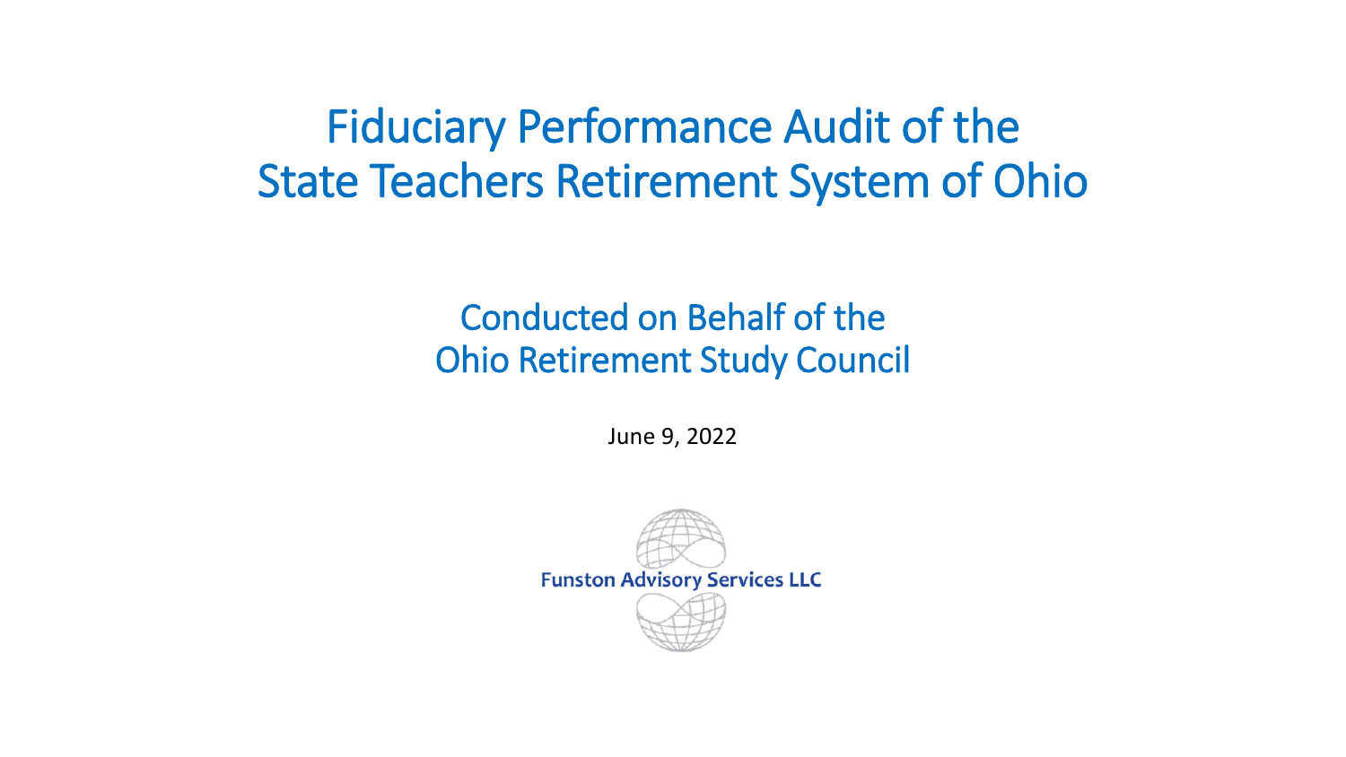# Fiduciary Performance Audit of the State Teachers Retirement System of Ohio

## Conducted on Behalf of the Ohio Retirement Study Council

June 9, 2022

Funston Advisory Services LLC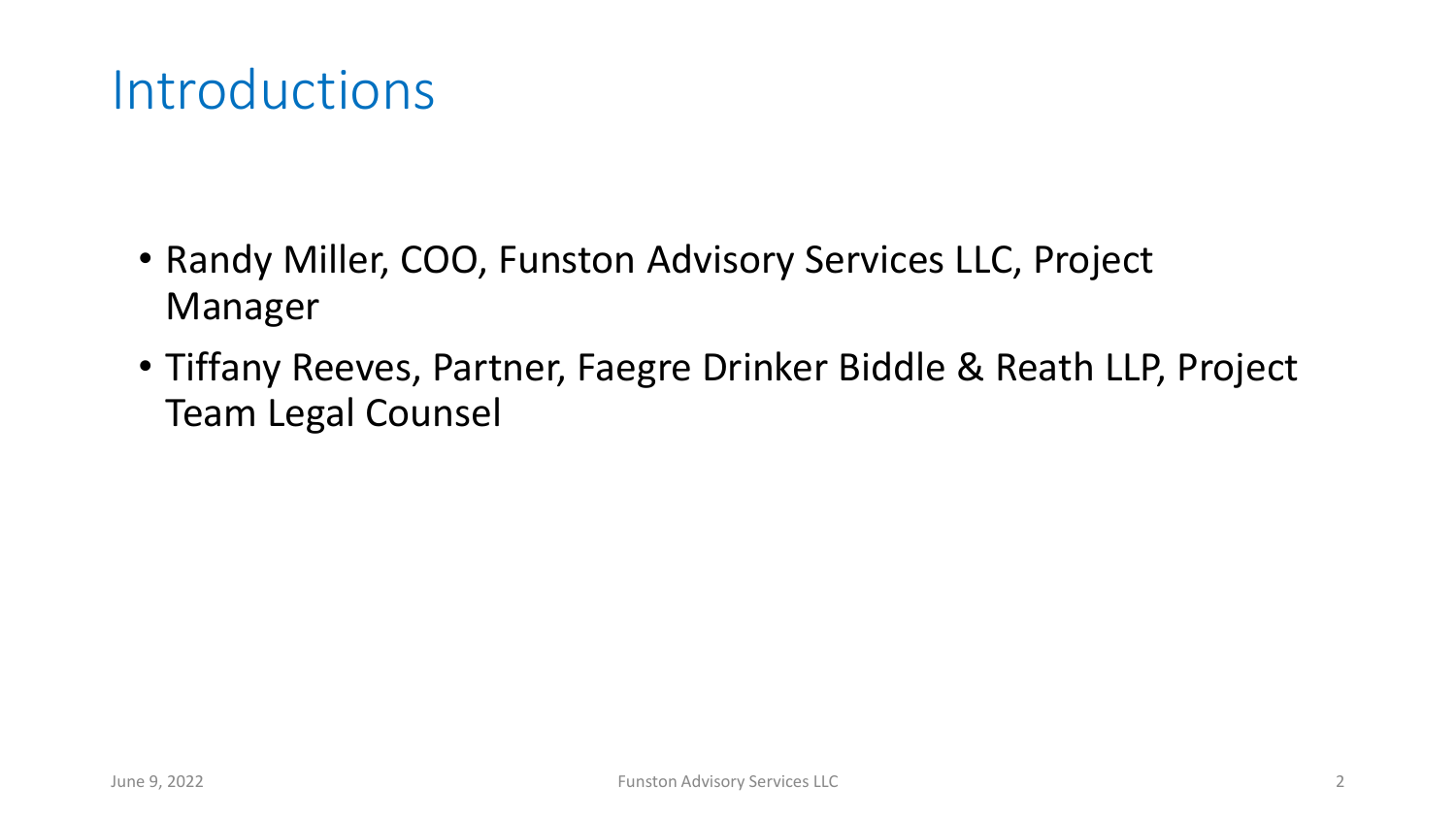# Introductions

- Randy Miller, COO, Funston Advisory Services LLC, Project Manager
- Tiffany Reeves, Partner, Faegre Drinker Biddle & Reath LLP, Project Team Legal Counsel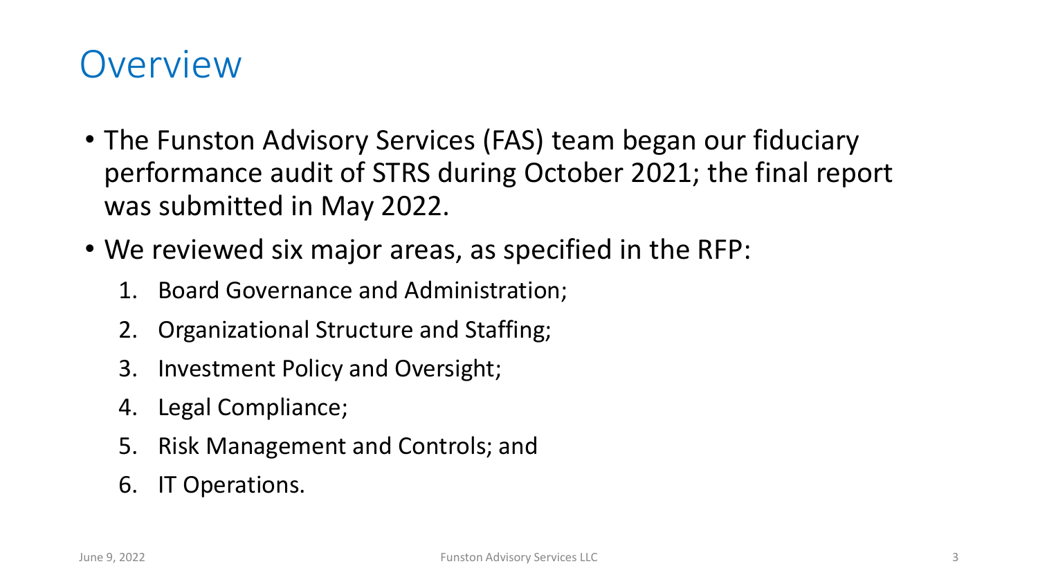# Overview

- The Funston Advisory Services (FAS) team began our fiduciary performance audit of STRS during October 2021; the final report was submitted in May 2022.
- We reviewed six major areas, as specified in the RFP:
  1. Board Governance and Administration;
  2. Organizational Structure and Staffing;
  3. Investment Policy and Oversight;
  4. Legal Compliance;
  5. Risk Management and Controls; and
  6. IT Operations.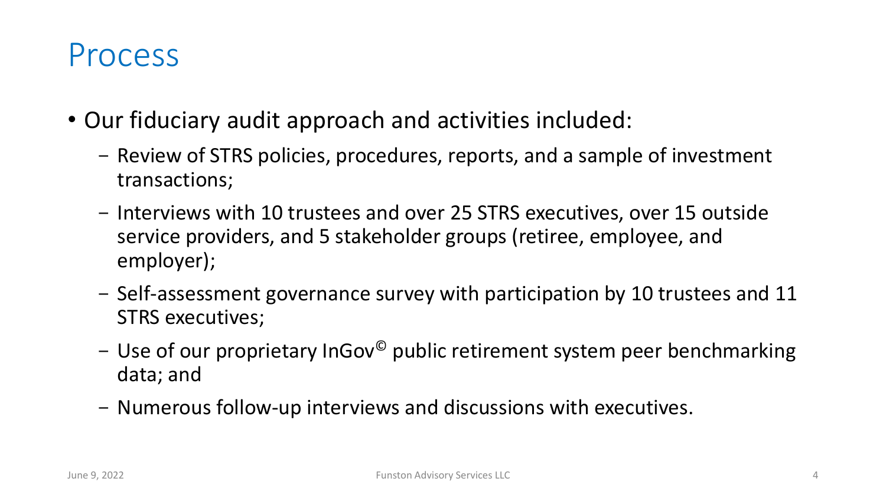# Process

- Our fiduciary audit approach and activities included:
  - Review of STRS policies, procedures, reports, and a sample of investment transactions;
  - Interviews with 10 trustees and over 25 STRS executives, over 15 outside service providers, and 5 stakeholder groups (retiree, employee, and employer);
  - Self-assessment governance survey with participation by 10 trustees and 11 STRS executives;
  - Use of our proprietary InGov© public retirement system peer benchmarking data; and
  - Numerous follow-up interviews and discussions with executives.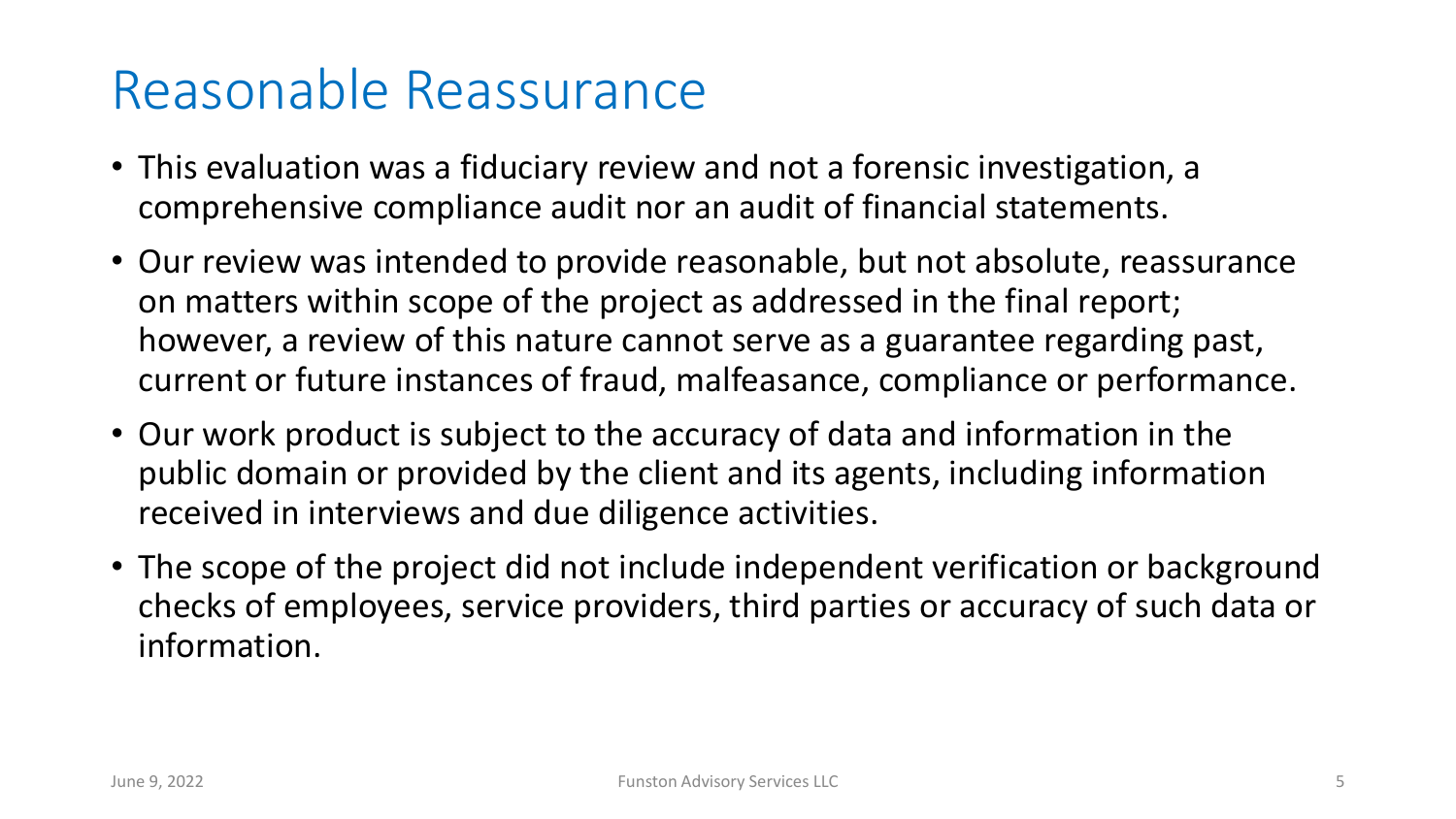# Reasonable Reassurance

- This evaluation was a fiduciary review and not a forensic investigation, a comprehensive compliance audit nor an audit of financial statements.
- Our review was intended to provide reasonable, but not absolute, reassurance on matters within scope of the project as addressed in the final report; however, a review of this nature cannot serve as a guarantee regarding past, current or future instances of fraud, malfeasance, compliance or performance.
- Our work product is subject to the accuracy of data and information in the public domain or provided by the client and its agents, including information received in interviews and due diligence activities.
- The scope of the project did not include independent verification or background checks of employees, service providers, third parties or accuracy of such data or information.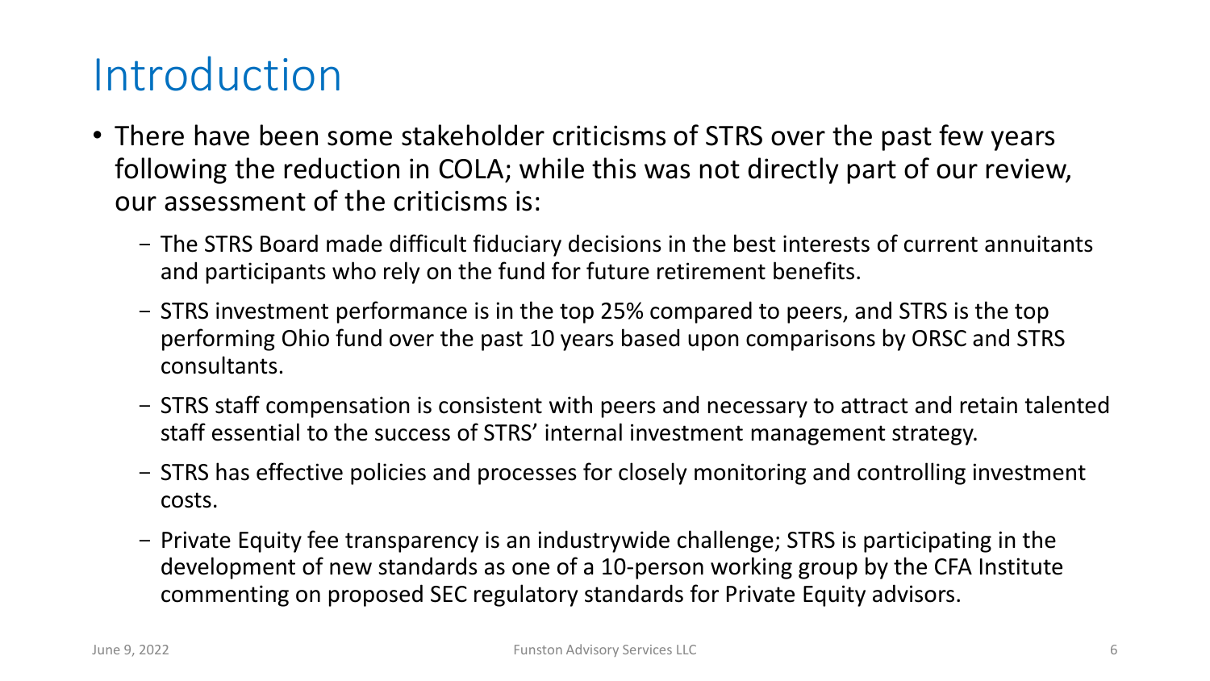# Introduction

- There have been some stakeholder criticisms of STRS over the past few years following the reduction in COLA; while this was not directly part of our review, our assessment of the criticisms is:
  - The STRS Board made difficult fiduciary decisions in the best interests of current annuitants and participants who rely on the fund for future retirement benefits.
  - STRS investment performance is in the top 25% compared to peers, and STRS is the top performing Ohio fund over the past 10 years based upon comparisons by ORSC and STRS consultants.
  - STRS staff compensation is consistent with peers and necessary to attract and retain talented staff essential to the success of STRS' internal investment management strategy.
  - STRS has effective policies and processes for closely monitoring and controlling investment costs.
  - Private Equity fee transparency is an industrywide challenge; STRS is participating in the development of new standards as one of a 10-person working group by the CFA Institute commenting on proposed SEC regulatory standards for Private Equity advisors.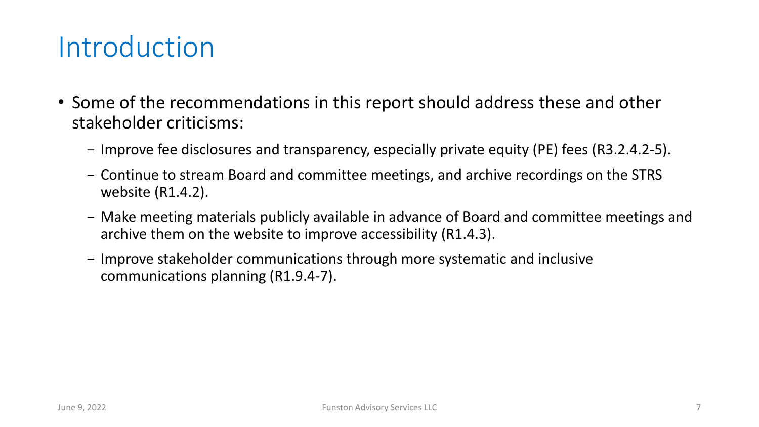# Introduction

- Some of the recommendations in this report should address these and other stakeholder criticisms:
  - Improve fee disclosures and transparency, especially private equity (PE) fees (R3.2.4.2-5).
  - Continue to stream Board and committee meetings, and archive recordings on the STRS website (R1.4.2).
  - Make meeting materials publicly available in advance of Board and committee meetings and archive them on the website to improve accessibility (R1.4.3).
  - Improve stakeholder communications through more systematic and inclusive communications planning (R1.9.4-7).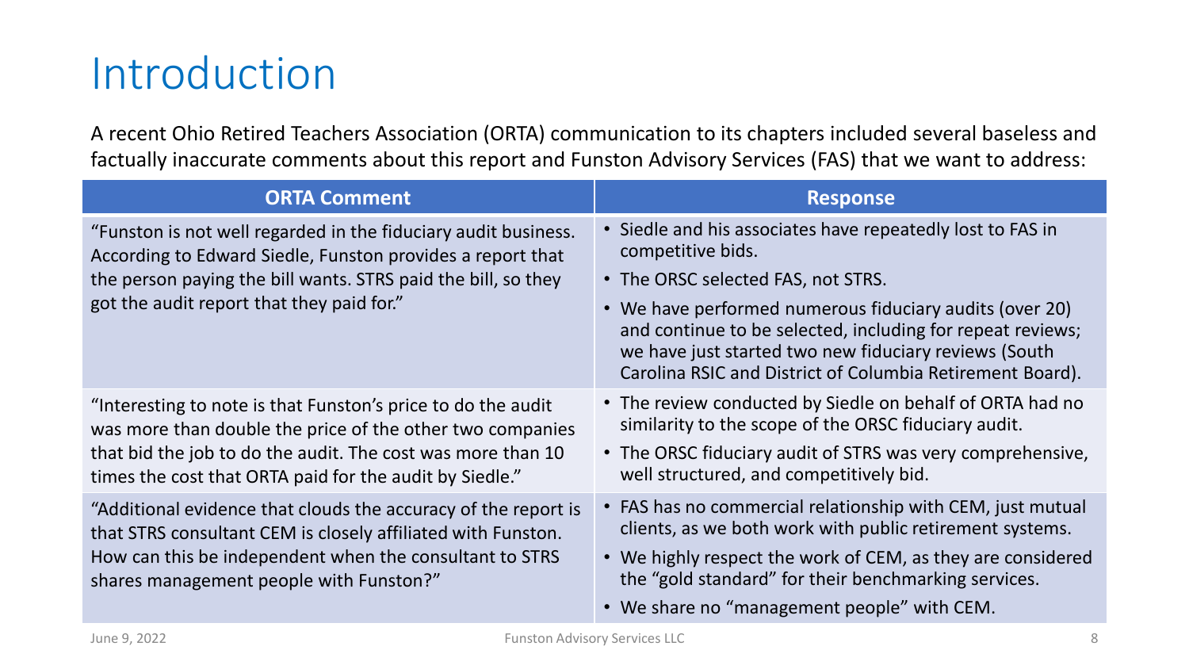# Introduction

A recent Ohio Retired Teachers Association (ORTA) communication to its chapters included several baseless and factually inaccurate comments about this report and Funston Advisory Services (FAS) that we want to address:

| ORTA Comment | Response |
|---|---|
| "Funston is not well regarded in the fiduciary audit business. According to Edward Siedle, Funston provides a report that the person paying the bill wants. STRS paid the bill, so they got the audit report that they paid for." | • Siedle and his associates have repeatedly lost to FAS in competitive bids.<br>• The ORSC selected FAS, not STRS.<br>• We have performed numerous fiduciary audits (over 20) and continue to be selected, including for repeat reviews; we have just started two new fiduciary reviews (South Carolina RSIC and District of Columbia Retirement Board). |
| "Interesting to note is that Funston's price to do the audit was more than double the price of the other two companies that bid the job to do the audit. The cost was more than 10 times the cost that ORTA paid for the audit by Siedle." | • The review conducted by Siedle on behalf of ORTA had no similarity to the scope of the ORSC fiduciary audit.<br>• The ORSC fiduciary audit of STRS was very comprehensive, well structured, and competitively bid. |
| "Additional evidence that clouds the accuracy of the report is that STRS consultant CEM is closely affiliated with Funston. How can this be independent when the consultant to STRS shares management people with Funston?" | • FAS has no commercial relationship with CEM, just mutual clients, as we both work with public retirement systems.<br>• We highly respect the work of CEM, as they are considered the "gold standard" for their benchmarking services.<br>• We share no "management people" with CEM. |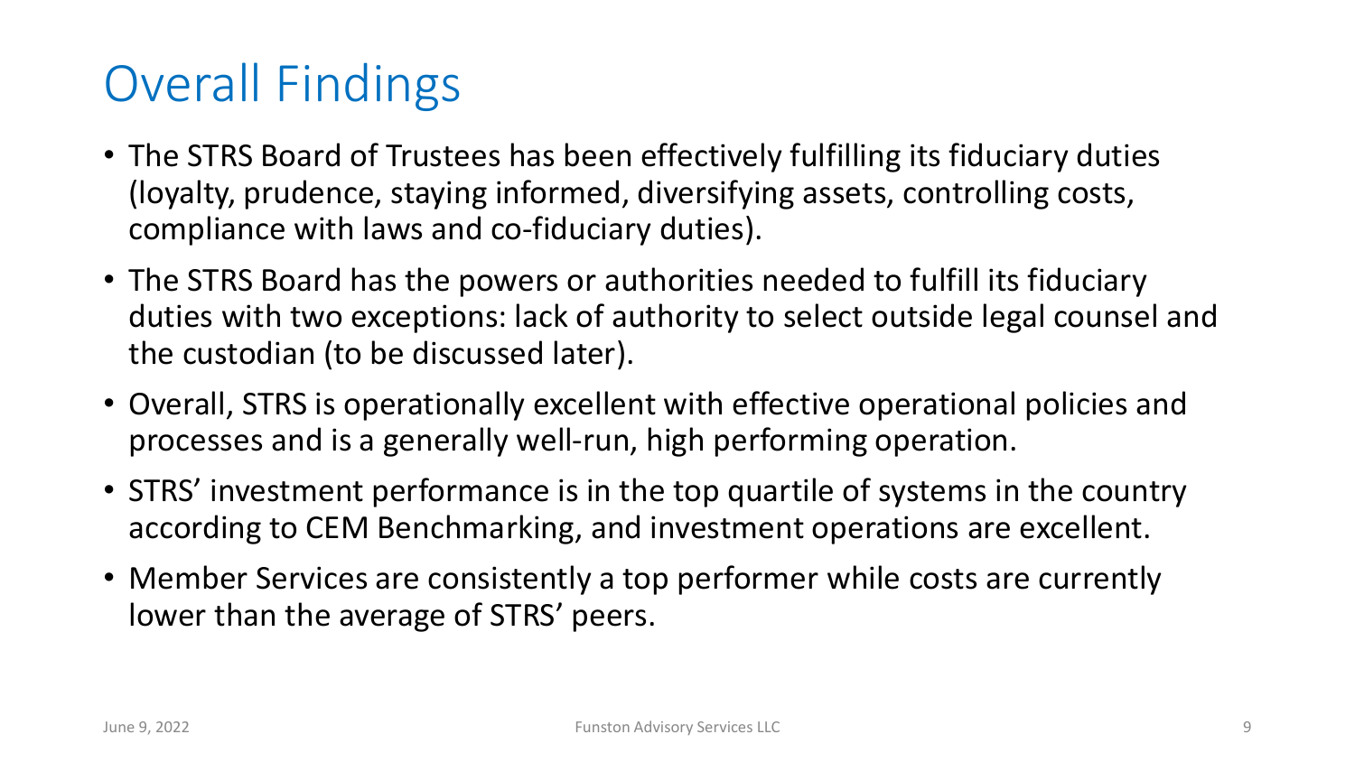# Overall Findings

- The STRS Board of Trustees has been effectively fulfilling its fiduciary duties (loyalty, prudence, staying informed, diversifying assets, controlling costs, compliance with laws and co-fiduciary duties).
- The STRS Board has the powers or authorities needed to fulfill its fiduciary duties with two exceptions: lack of authority to select outside legal counsel and the custodian (to be discussed later).
- Overall, STRS is operationally excellent with effective operational policies and processes and is a generally well-run, high performing operation.
- STRS' investment performance is in the top quartile of systems in the country according to CEM Benchmarking, and investment operations are excellent.
- Member Services are consistently a top performer while costs are currently lower than the average of STRS' peers.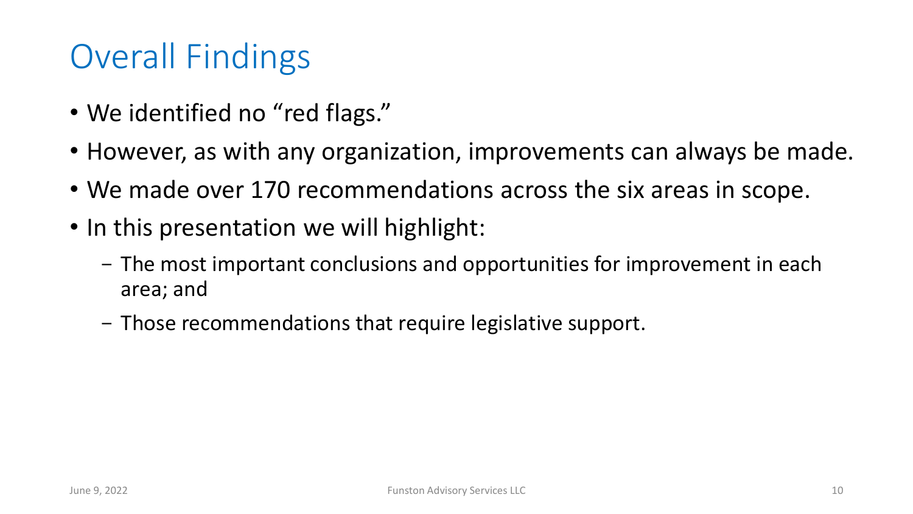# Overall Findings

- We identified no "red flags."
- However, as with any organization, improvements can always be made.
- We made over 170 recommendations across the six areas in scope.
- In this presentation we will highlight:
  - The most important conclusions and opportunities for improvement in each area; and
  - Those recommendations that require legislative support.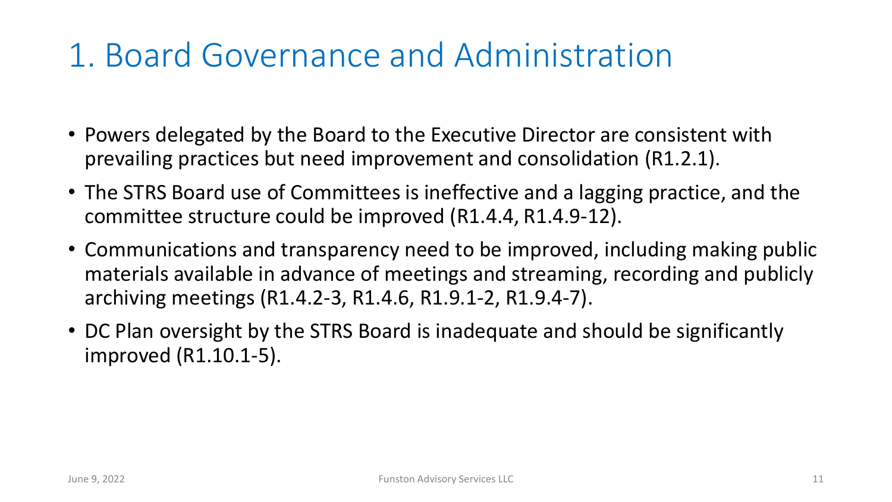# 1. Board Governance and Administration

- Powers delegated by the Board to the Executive Director are consistent with prevailing practices but need improvement and consolidation (R1.2.1).
- The STRS Board use of Committees is ineffective and a lagging practice, and the committee structure could be improved (R1.4.4, R1.4.9-12).
- Communications and transparency need to be improved, including making public materials available in advance of meetings and streaming, recording and publicly archiving meetings (R1.4.2-3, R1.4.6, R1.9.1-2, R1.9.4-7).
- DC Plan oversight by the STRS Board is inadequate and should be significantly improved (R1.10.1-5).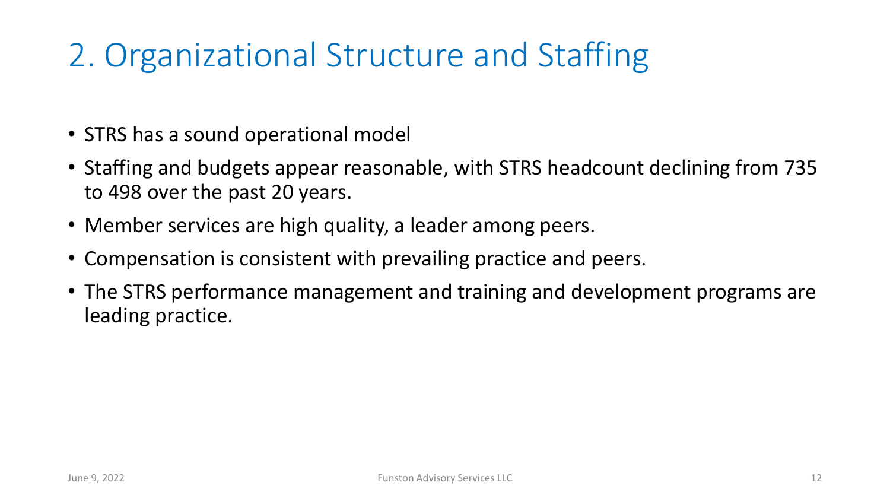# 2. Organizational Structure and Staffing

- STRS has a sound operational model
- Staffing and budgets appear reasonable, with STRS headcount declining from 735 to 498 over the past 20 years.
- Member services are high quality, a leader among peers.
- Compensation is consistent with prevailing practice and peers.
- The STRS performance management and training and development programs are leading practice.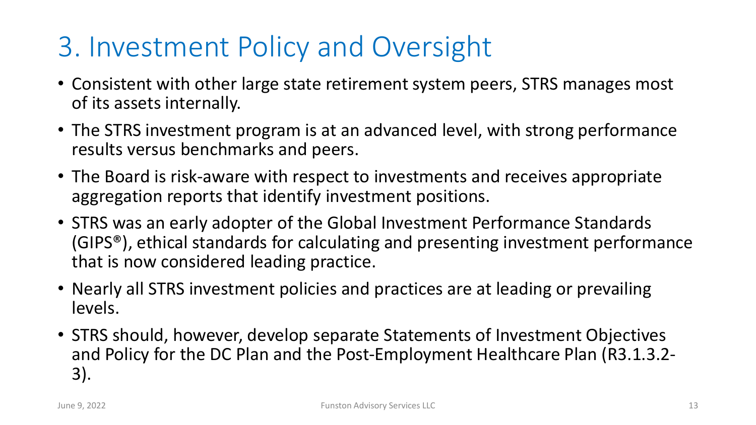# 3. Investment Policy and Oversight

- Consistent with other large state retirement system peers, STRS manages most of its assets internally.
- The STRS investment program is at an advanced level, with strong performance results versus benchmarks and peers.
- The Board is risk-aware with respect to investments and receives appropriate aggregation reports that identify investment positions.
- STRS was an early adopter of the Global Investment Performance Standards (GIPS®), ethical standards for calculating and presenting investment performance that is now considered leading practice.
- Nearly all STRS investment policies and practices are at leading or prevailing levels.
- STRS should, however, develop separate Statements of Investment Objectives and Policy for the DC Plan and the Post-Employment Healthcare Plan (R3.1.3.2-3).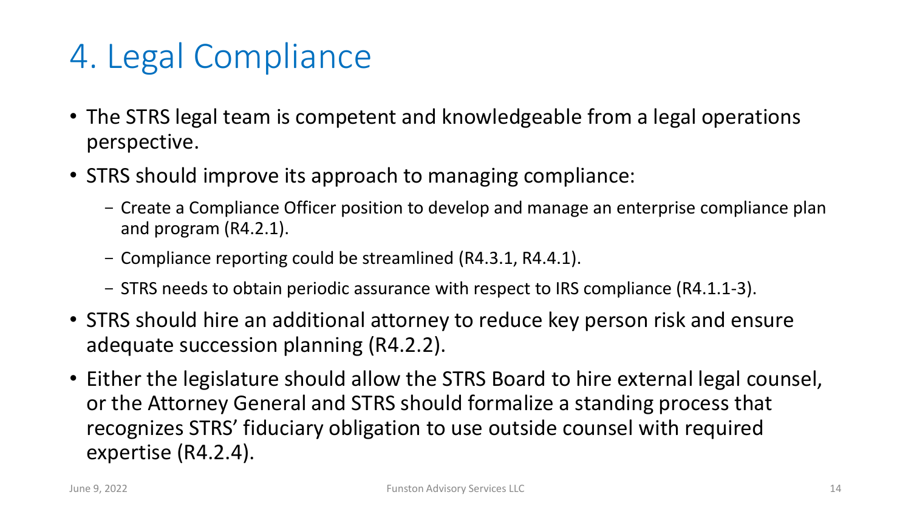# 4. Legal Compliance

- The STRS legal team is competent and knowledgeable from a legal operations perspective.
- STRS should improve its approach to managing compliance:
  - Create a Compliance Officer position to develop and manage an enterprise compliance plan and program (R4.2.1).
  - Compliance reporting could be streamlined (R4.3.1, R4.4.1).
  - STRS needs to obtain periodic assurance with respect to IRS compliance (R4.1.1-3).
- STRS should hire an additional attorney to reduce key person risk and ensure adequate succession planning (R4.2.2).
- Either the legislature should allow the STRS Board to hire external legal counsel, or the Attorney General and STRS should formalize a standing process that recognizes STRS' fiduciary obligation to use outside counsel with required expertise (R4.2.4).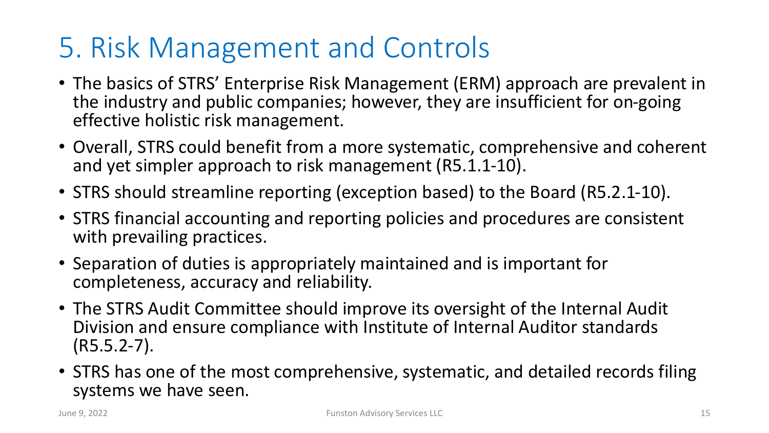# 5. Risk Management and Controls

- The basics of STRS' Enterprise Risk Management (ERM) approach are prevalent in the industry and public companies; however, they are insufficient for on-going effective holistic risk management.
- Overall, STRS could benefit from a more systematic, comprehensive and coherent and yet simpler approach to risk management (R5.1.1-10).
- STRS should streamline reporting (exception based) to the Board (R5.2.1-10).
- STRS financial accounting and reporting policies and procedures are consistent with prevailing practices.
- Separation of duties is appropriately maintained and is important for completeness, accuracy and reliability.
- The STRS Audit Committee should improve its oversight of the Internal Audit Division and ensure compliance with Institute of Internal Auditor standards (R5.5.2-7).
- STRS has one of the most comprehensive, systematic, and detailed records filing systems we have seen.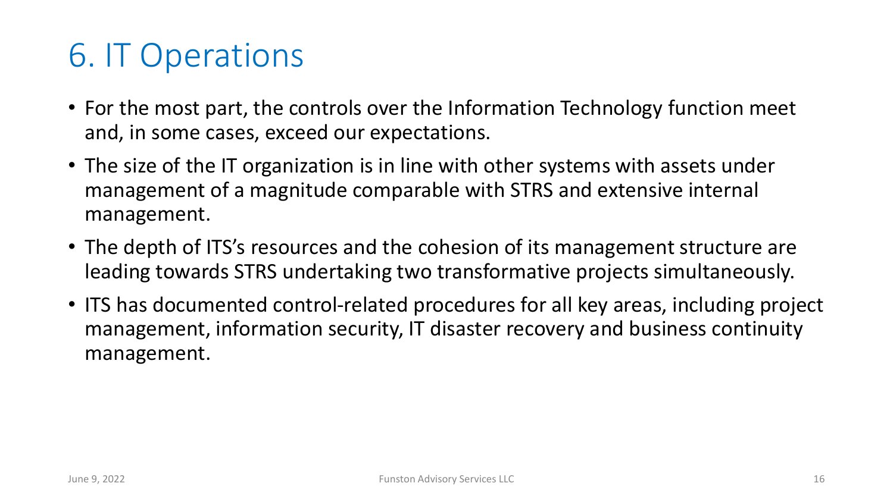# 6. IT Operations

- For the most part, the controls over the Information Technology function meet and, in some cases, exceed our expectations.
- The size of the IT organization is in line with other systems with assets under management of a magnitude comparable with STRS and extensive internal management.
- The depth of ITS's resources and the cohesion of its management structure are leading towards STRS undertaking two transformative projects simultaneously.
- ITS has documented control-related procedures for all key areas, including project management, information security, IT disaster recovery and business continuity management.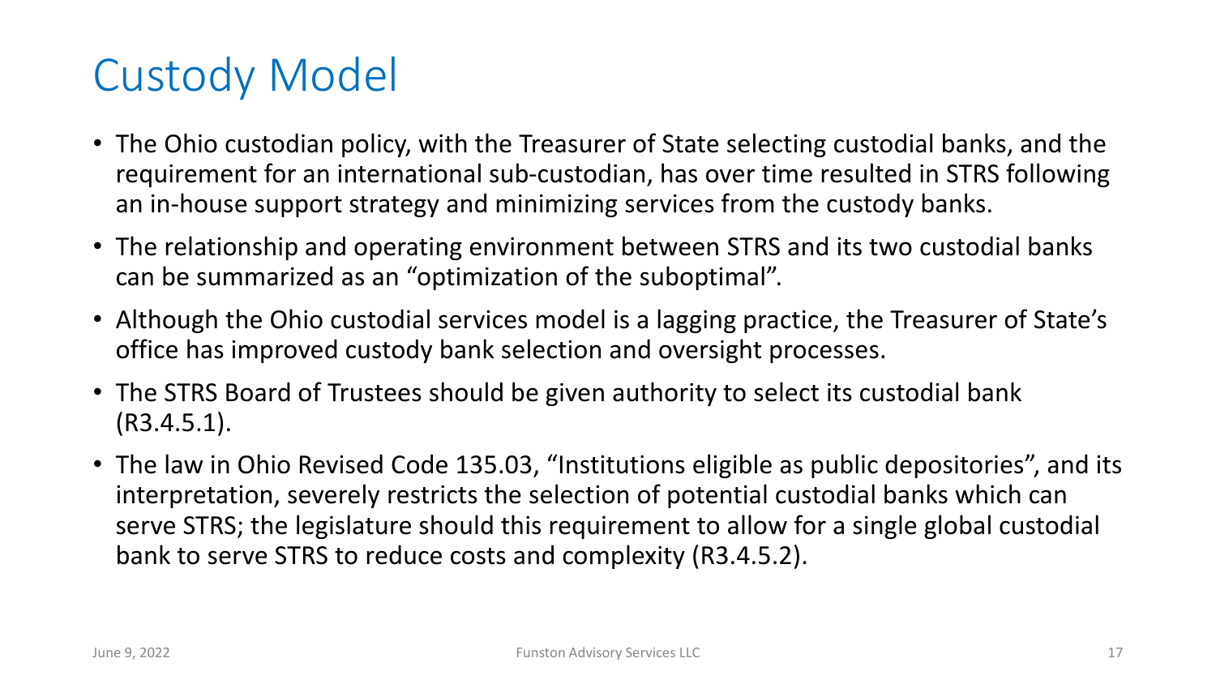# Custody Model

- The Ohio custodian policy, with the Treasurer of State selecting custodial banks, and the requirement for an international sub-custodian, has over time resulted in STRS following an in-house support strategy and minimizing services from the custody banks.
- The relationship and operating environment between STRS and its two custodial banks can be summarized as an "optimization of the suboptimal".
- Although the Ohio custodial services model is a lagging practice, the Treasurer of State's office has improved custody bank selection and oversight processes.
- The STRS Board of Trustees should be given authority to select its custodial bank (R3.4.5.1).
- The law in Ohio Revised Code 135.03, "Institutions eligible as public depositories", and its interpretation, severely restricts the selection of potential custodial banks which can serve STRS; the legislature should this requirement to allow for a single global custodial bank to serve STRS to reduce costs and complexity (R3.4.5.2).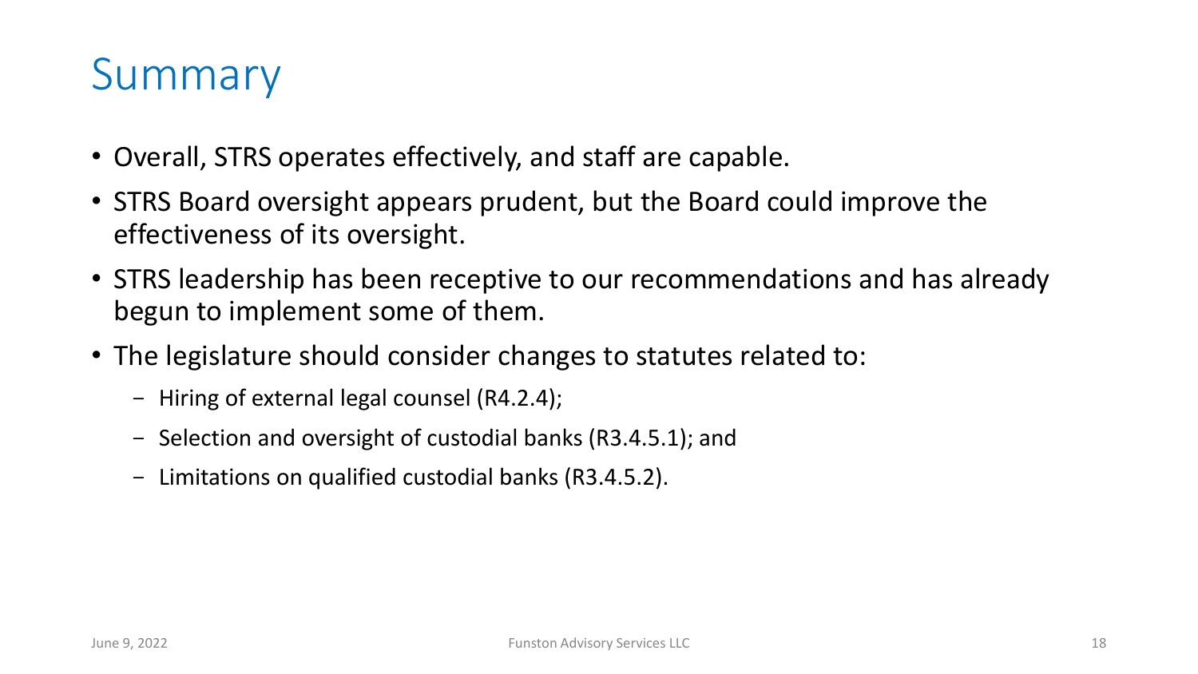# Summary

- Overall, STRS operates effectively, and staff are capable.
- STRS Board oversight appears prudent, but the Board could improve the effectiveness of its oversight.
- STRS leadership has been receptive to our recommendations and has already begun to implement some of them.
- The legislature should consider changes to statutes related to:
  - Hiring of external legal counsel (R4.2.4);
  - Selection and oversight of custodial banks (R3.4.5.1); and
  - Limitations on qualified custodial banks (R3.4.5.2).